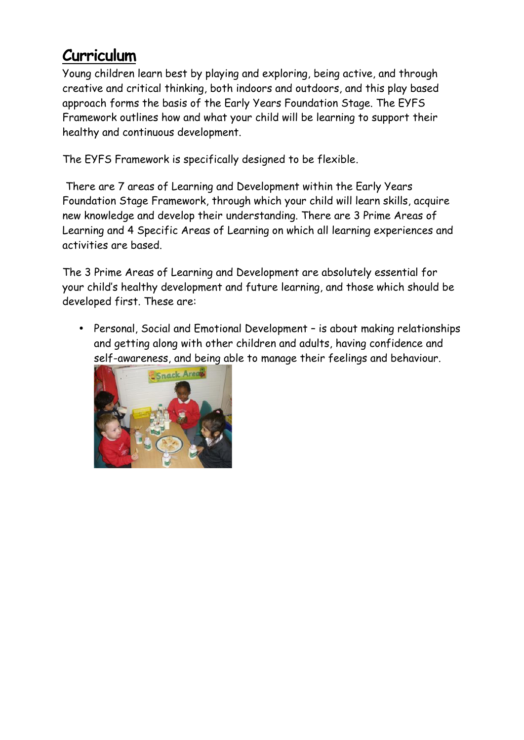# Curriculum

Young children learn best by playing and exploring, being active, and through creative and critical thinking, both indoors and outdoors, and this play based approach forms the basis of the Early Years Foundation Stage. The EYFS Framework outlines how and what your child will be learning to support their healthy and continuous development.

The EYFS Framework is specifically designed to be flexible.

There are 7 areas of Learning and Development within the Early Years Foundation Stage Framework, through which your child will learn skills, acquire new knowledge and develop their understanding. There are 3 Prime Areas of Learning and 4 Specific Areas of Learning on which all learning experiences and activities are based.

The 3 Prime Areas of Learning and Development are absolutely essential for your child's healthy development and future learning, and those which should be developed first. These are:

- Personal, Social and Emotional Development – is about making relationships and getting along with other children and adults, having confidence and self-awareness, and being able to manage their feelings and behaviour.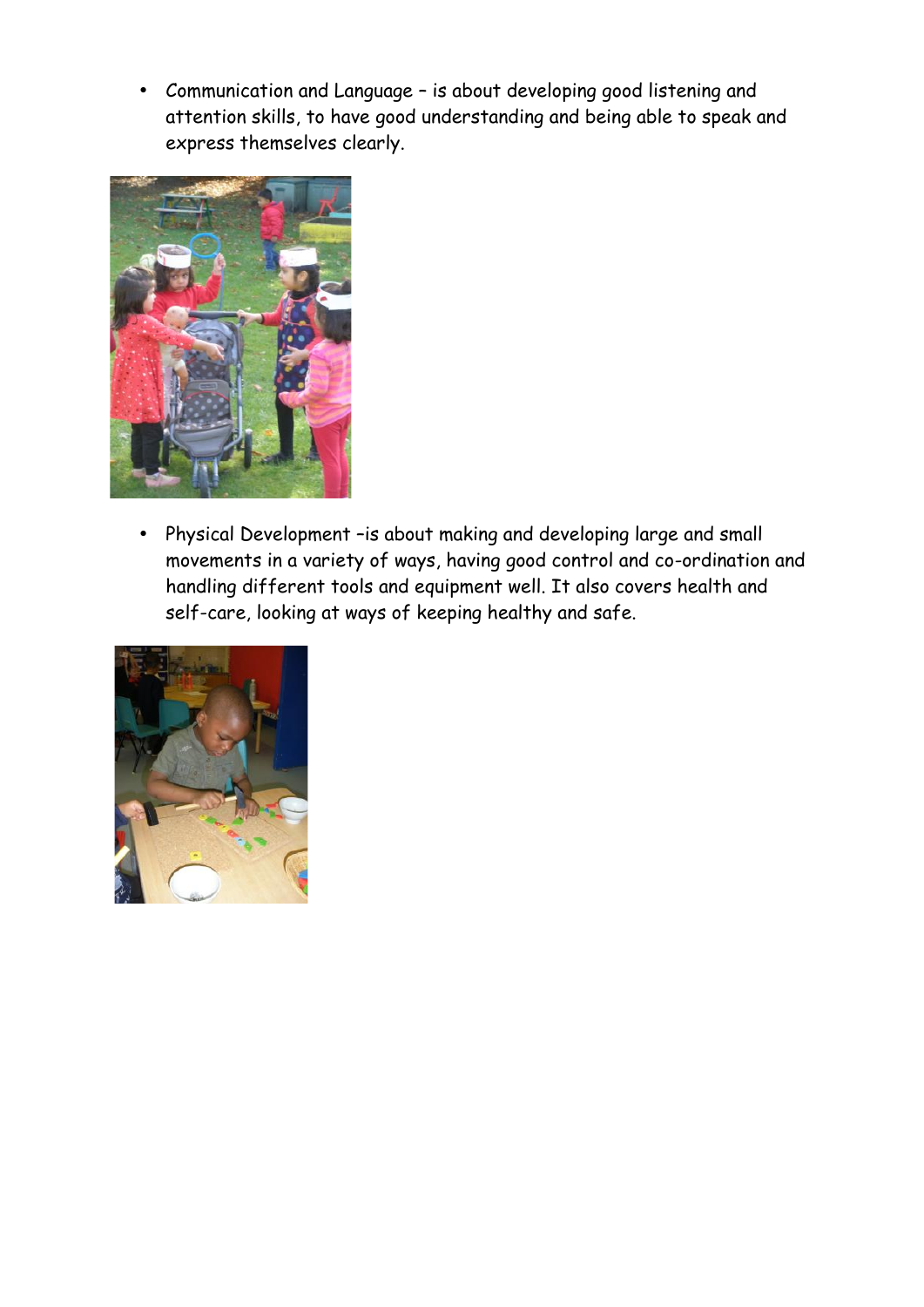- Communication and Language – is about developing good listening and attention skills, to have good understanding and being able to speak and express themselves clearly.

- Physical Development –is about making and developing large and small movements in a variety of ways, having good control and co-ordination and handling different tools and equipment well. It also covers health and self-care, looking at ways of keeping healthy and safe.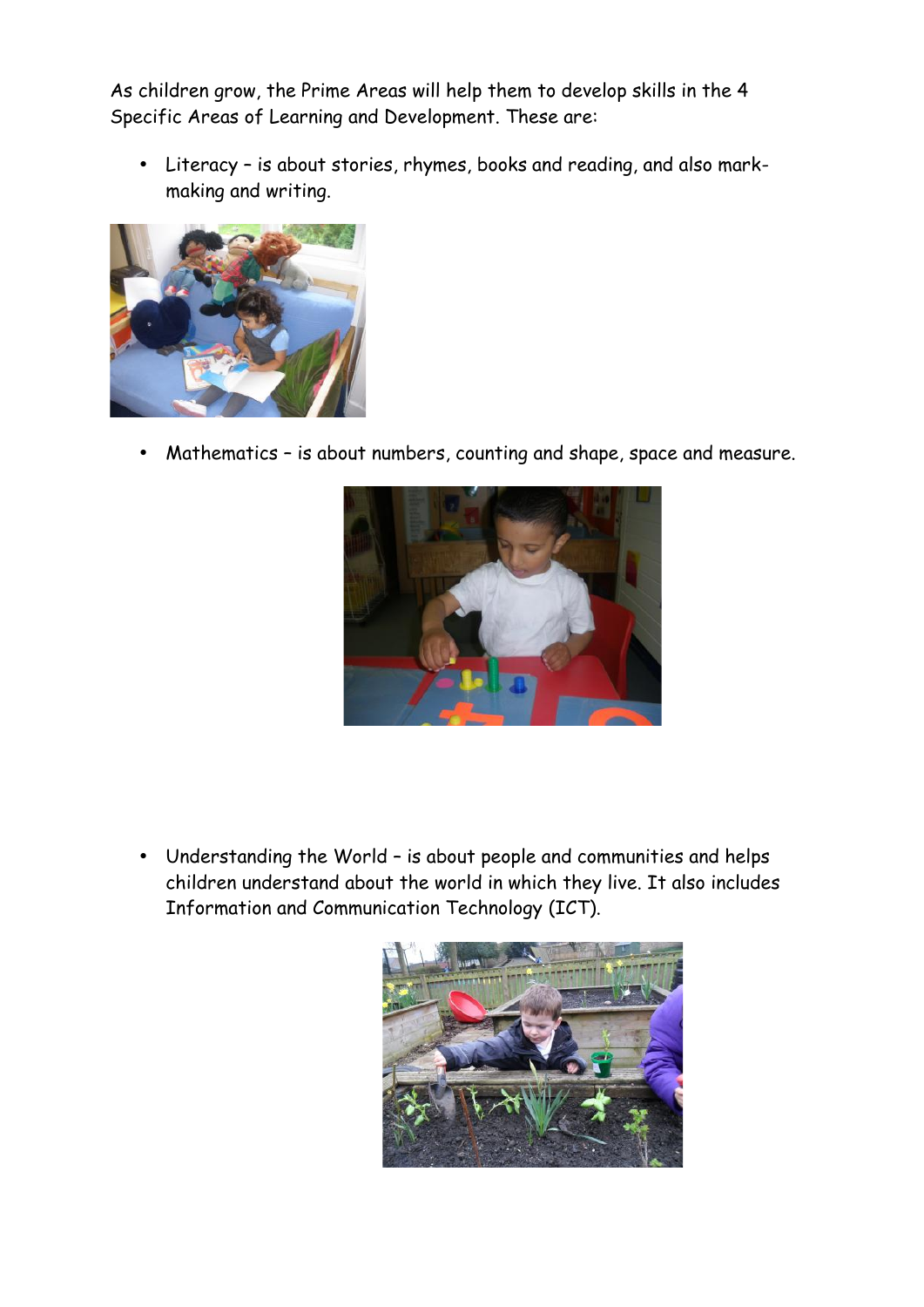As children grow, the Prime Areas will help them to develop skills in the 4 Specific Areas of Learning and Development. These are:

- Literacy – is about stories, rhymes, books and reading, and also mark-making and writing.

- Mathematics – is about numbers, counting and shape, space and measure.

- Understanding the World – is about people and communities and helps children understand about the world in which they live. It also includes Information and Communication Technology (ICT).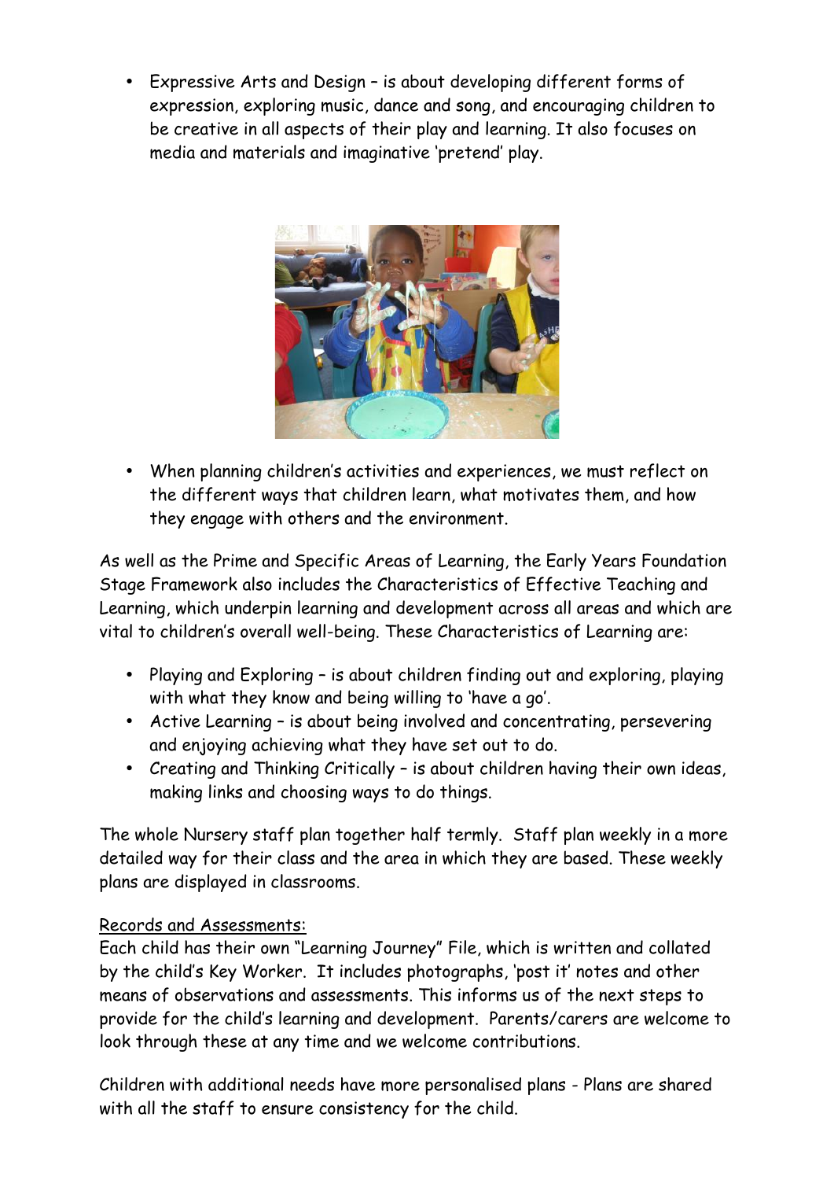- Expressive Arts and Design – is about developing different forms of expression, exploring music, dance and song, and encouraging children to be creative in all aspects of their play and learning. It also focuses on media and materials and imaginative 'pretend' play.

- When planning children's activities and experiences, we must reflect on the different ways that children learn, what motivates them, and how they engage with others and the environment.

As well as the Prime and Specific Areas of Learning, the Early Years Foundation Stage Framework also includes the Characteristics of Effective Teaching and Learning, which underpin learning and development across all areas and which are vital to children's overall well-being. These Characteristics of Learning are:

- Playing and Exploring – is about children finding out and exploring, playing with what they know and being willing to 'have a go'.
- Active Learning – is about being involved and concentrating, persevering and enjoying achieving what they have set out to do.
- Creating and Thinking Critically – is about children having their own ideas, making links and choosing ways to do things.

The whole Nursery staff plan together half termly. Staff plan weekly in a more detailed way for their class and the area in which they are based. These weekly plans are displayed in classrooms.

<u>Records and Assessments:</u>
Each child has their own "Learning Journey" File, which is written and collated by the child's Key Worker. It includes photographs, 'post it' notes and other means of observations and assessments. This informs us of the next steps to provide for the child's learning and development. Parents/carers are welcome to look through these at any time and we welcome contributions.

Children with additional needs have more personalised plans - Plans are shared with all the staff to ensure consistency for the child.